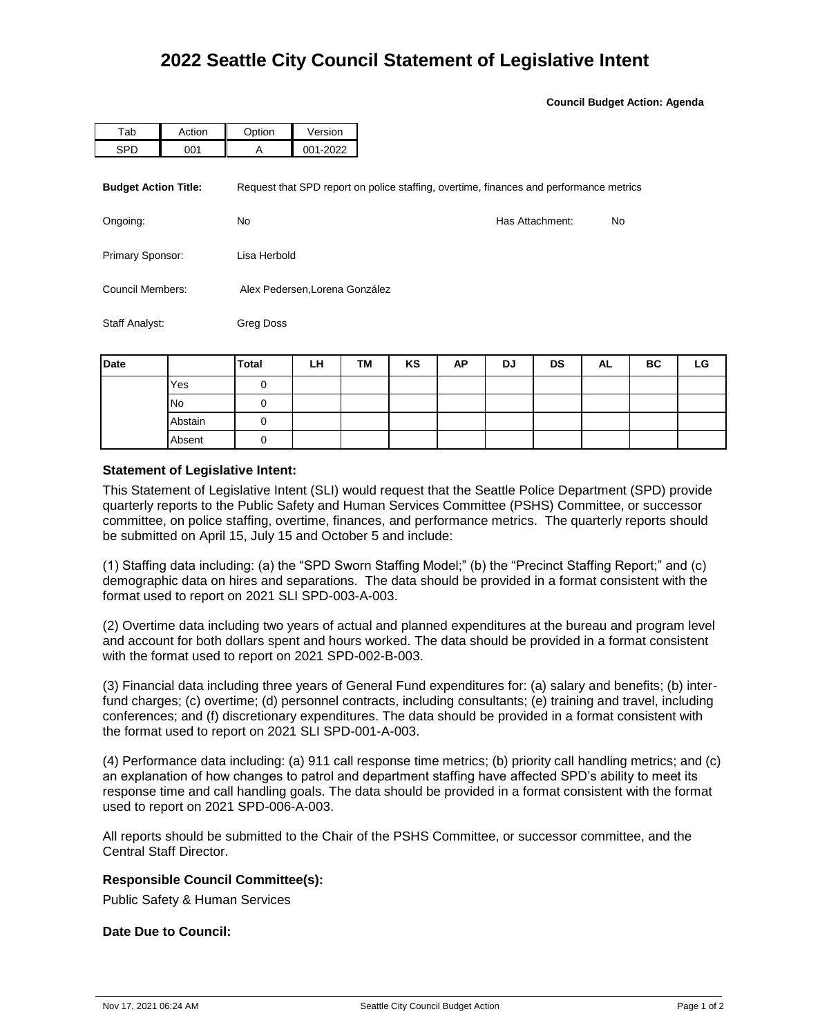# 2022 Seattle City Council Statement of Legislative Intent

**Council Budget Action: Agenda**

| Tab | Action | Option | Version |
|---|---|---|---|
| SPD | 001 | A | 001-2022 |

**Budget Action Title:** Request that SPD report on police staffing, overtime, finances and performance metrics

Ongoing: No

Has Attachment: No

Primary Sponsor: Lisa Herbold

Council Members: Alex Pedersen,Lorena González

Staff Analyst: Greg Doss

| Date | | Total | LH | TM | KS | AP | DJ | DS | AL | BC | LG |
|---|---|---|---|---|---|---|---|---|---|---|---|
| | Yes | 0 | | | | | | | | | |
| | No | 0 | | | | | | | | | |
| | Abstain | 0 | | | | | | | | | |
| | Absent | 0 | | | | | | | | | |

### Statement of Legislative Intent:

This Statement of Legislative Intent (SLI) would request that the Seattle Police Department (SPD) provide quarterly reports to the Public Safety and Human Services Committee (PSHS) Committee, or successor committee, on police staffing, overtime, finances, and performance metrics. The quarterly reports should be submitted on April 15, July 15 and October 5 and include:

(1) Staffing data including: (a) the "SPD Sworn Staffing Model;" (b) the "Precinct Staffing Report;" and (c) demographic data on hires and separations. The data should be provided in a format consistent with the format used to report on 2021 SLI SPD-003-A-003.

(2) Overtime data including two years of actual and planned expenditures at the bureau and program level and account for both dollars spent and hours worked. The data should be provided in a format consistent with the format used to report on 2021 SPD-002-B-003.

(3) Financial data including three years of General Fund expenditures for: (a) salary and benefits; (b) inter-fund charges; (c) overtime; (d) personnel contracts, including consultants; (e) training and travel, including conferences; and (f) discretionary expenditures. The data should be provided in a format consistent with the format used to report on 2021 SLI SPD-001-A-003.

(4) Performance data including: (a) 911 call response time metrics; (b) priority call handling metrics; and (c) an explanation of how changes to patrol and department staffing have affected SPD's ability to meet its response time and call handling goals. The data should be provided in a format consistent with the format used to report on 2021 SPD-006-A-003.

All reports should be submitted to the Chair of the PSHS Committee, or successor committee, and the Central Staff Director.

### Responsible Council Committee(s):

Public Safety & Human Services

### Date Due to Council: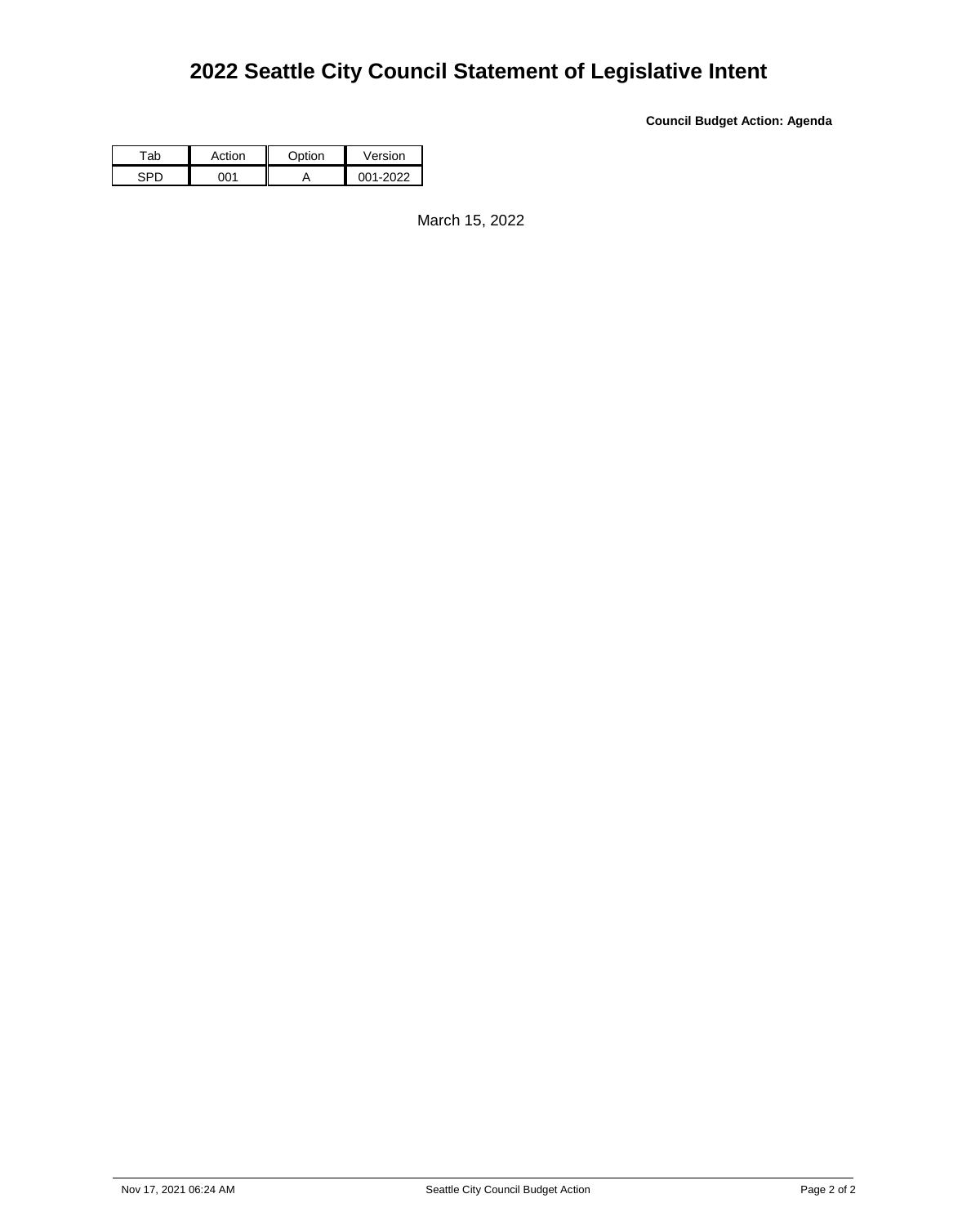# 2022 Seattle City Council Statement of Legislative Intent

**Council Budget Action: Agenda**

| Tab | Action | Option | Version |
| --- | --- | --- | --- |
| SPD | 001 | A | 001-2022 |

March 15, 2022